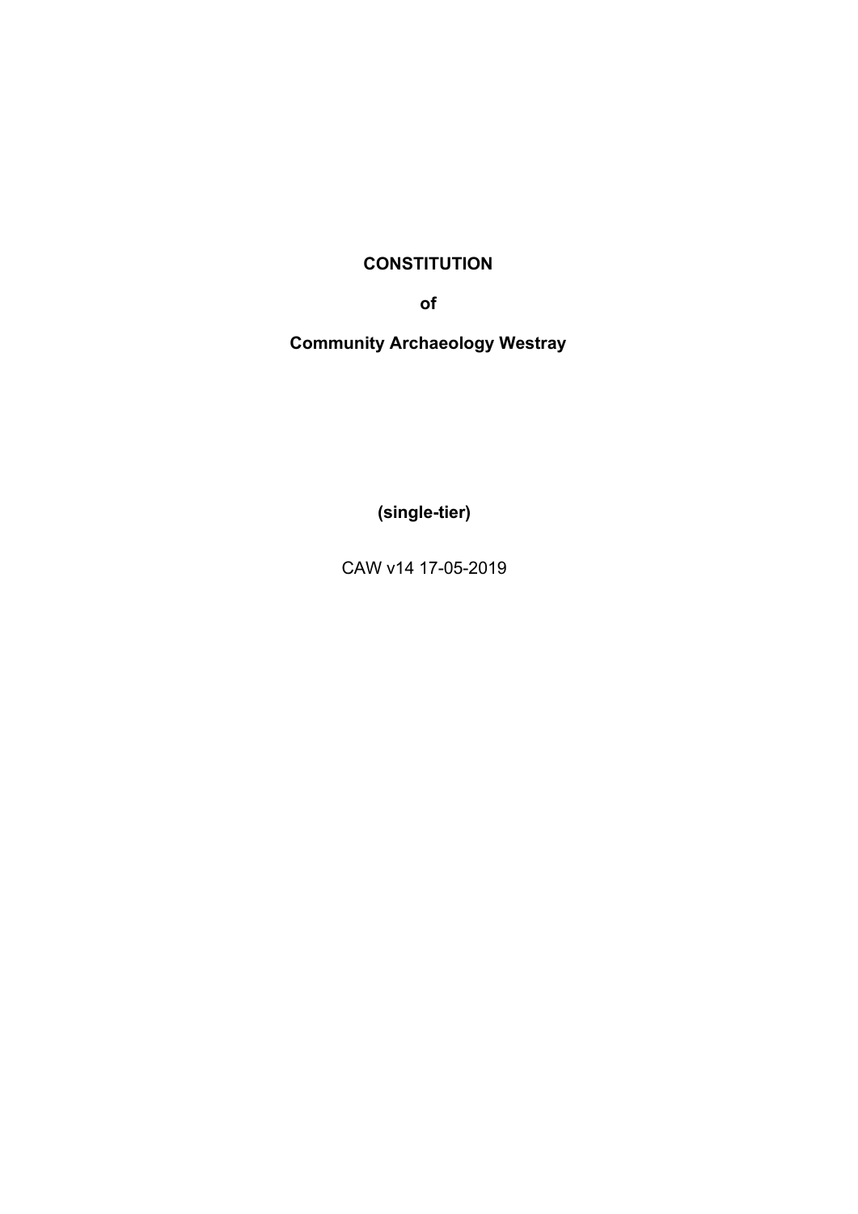# CONSTITUTION

**of**

**Community Archaeology Westray**

**(single-tier)**

CAW v14 17-05-2019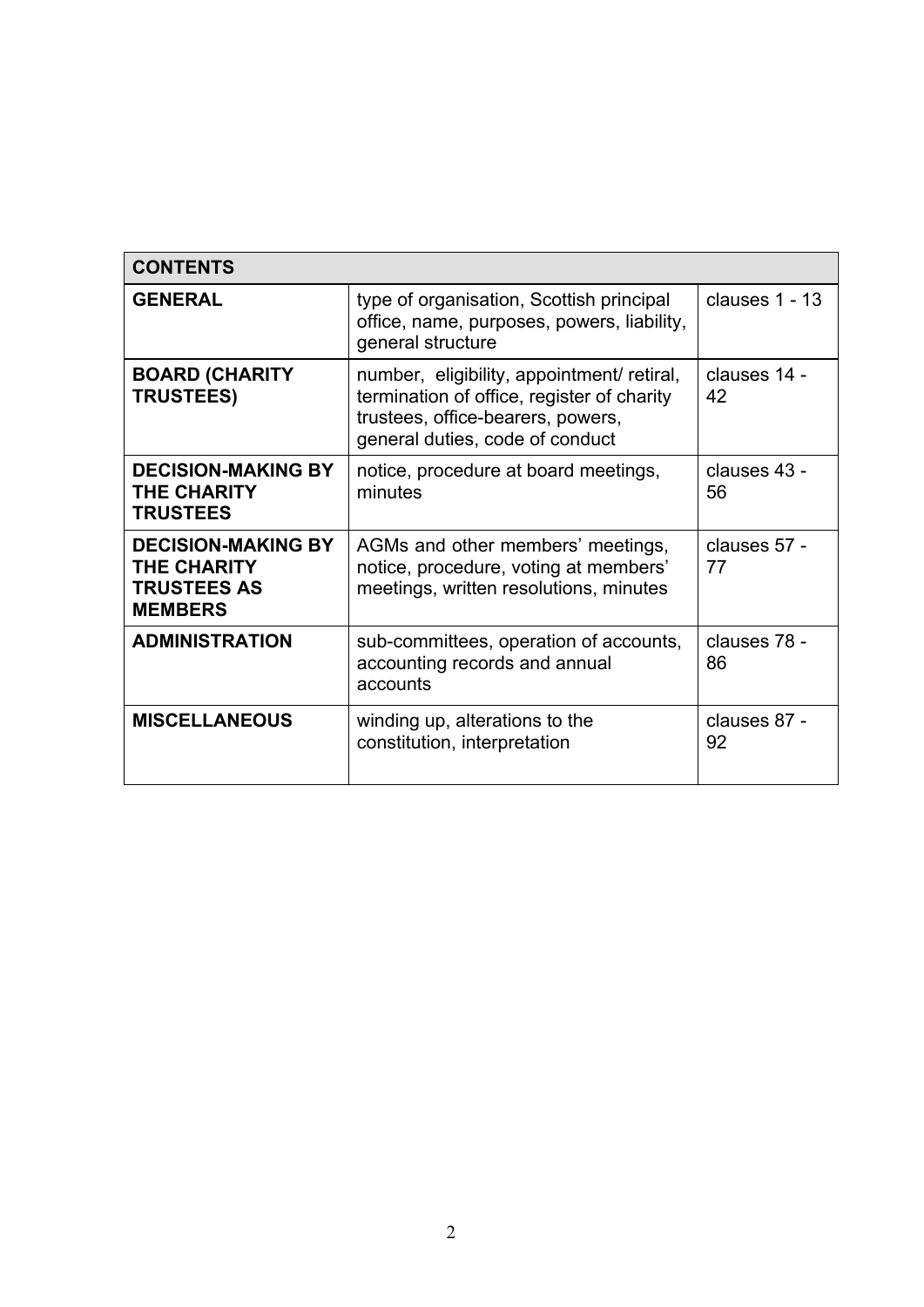| CONTENTS | | |
|---|---|---|
| **GENERAL** | type of organisation, Scottish principal office, name, purposes, powers, liability, general structure | clauses 1 - 13 |
| **BOARD (CHARITY TRUSTEES)** | number, eligibility, appointment/ retiral, termination of office, register of charity trustees, office-bearers, powers, general duties, code of conduct | clauses 14 - 42 |
| **DECISION-MAKING BY THE CHARITY TRUSTEES** | notice, procedure at board meetings, minutes | clauses 43 - 56 |
| **DECISION-MAKING BY THE CHARITY TRUSTEES AS MEMBERS** | AGMs and other members' meetings, notice, procedure, voting at members' meetings, written resolutions, minutes | clauses 57 - 77 |
| **ADMINISTRATION** | sub-committees, operation of accounts, accounting records and annual accounts | clauses 78 - 86 |
| **MISCELLANEOUS** | winding up, alterations to the constitution, interpretation | clauses 87 - 92 |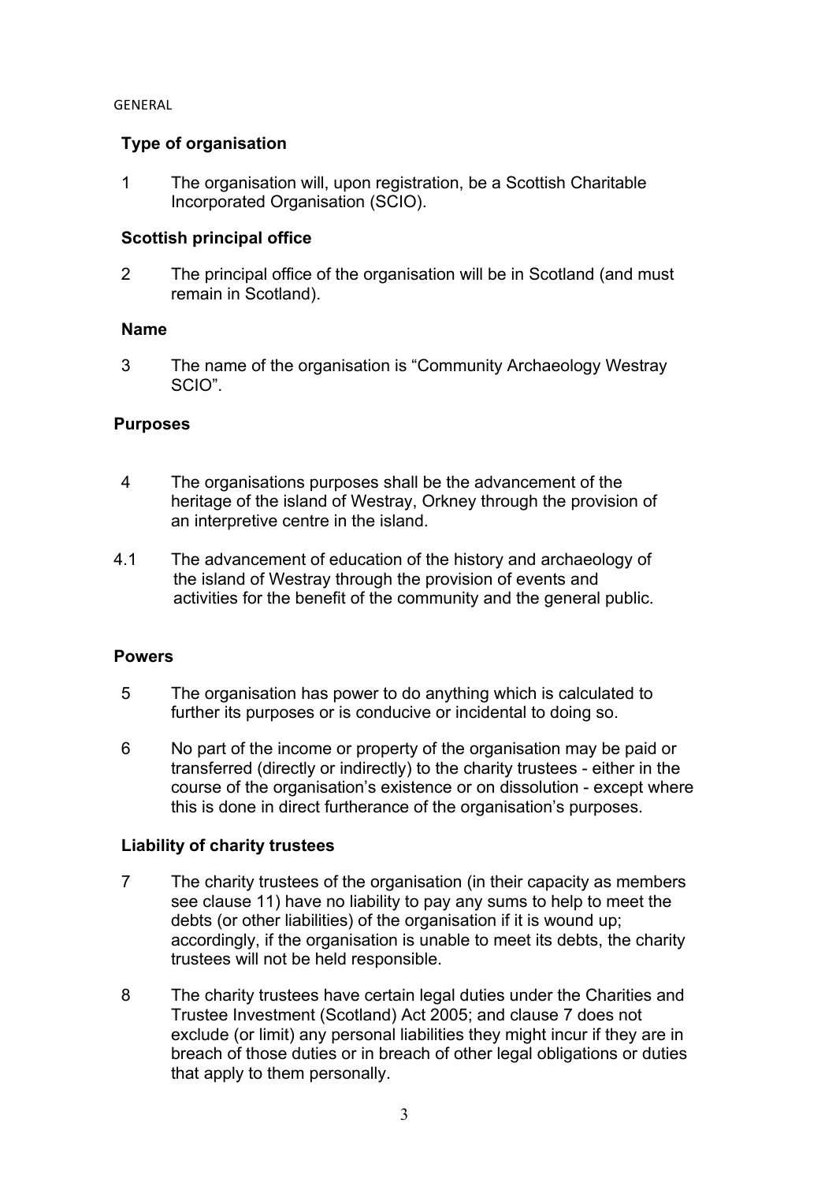GENERAL

## Type of organisation

1 The organisation will, upon registration, be a Scottish Charitable Incorporated Organisation (SCIO).

## Scottish principal office

2 The principal office of the organisation will be in Scotland (and must remain in Scotland).

## Name

3 The name of the organisation is "Community Archaeology Westray SCIO".

## Purposes

4 The organisations purposes shall be the advancement of the heritage of the island of Westray, Orkney through the provision of an interpretive centre in the island.

4.1 The advancement of education of the history and archaeology of the island of Westray through the provision of events and activities for the benefit of the community and the general public.

## Powers

5 The organisation has power to do anything which is calculated to further its purposes or is conducive or incidental to doing so.

6 No part of the income or property of the organisation may be paid or transferred (directly or indirectly) to the charity trustees - either in the course of the organisation's existence or on dissolution - except where this is done in direct furtherance of the organisation's purposes.

## Liability of charity trustees

7 The charity trustees of the organisation (in their capacity as members see clause 11) have no liability to pay any sums to help to meet the debts (or other liabilities) of the organisation if it is wound up; accordingly, if the organisation is unable to meet its debts, the charity trustees will not be held responsible.

8 The charity trustees have certain legal duties under the Charities and Trustee Investment (Scotland) Act 2005; and clause 7 does not exclude (or limit) any personal liabilities they might incur if they are in breach of those duties or in breach of other legal obligations or duties that apply to them personally.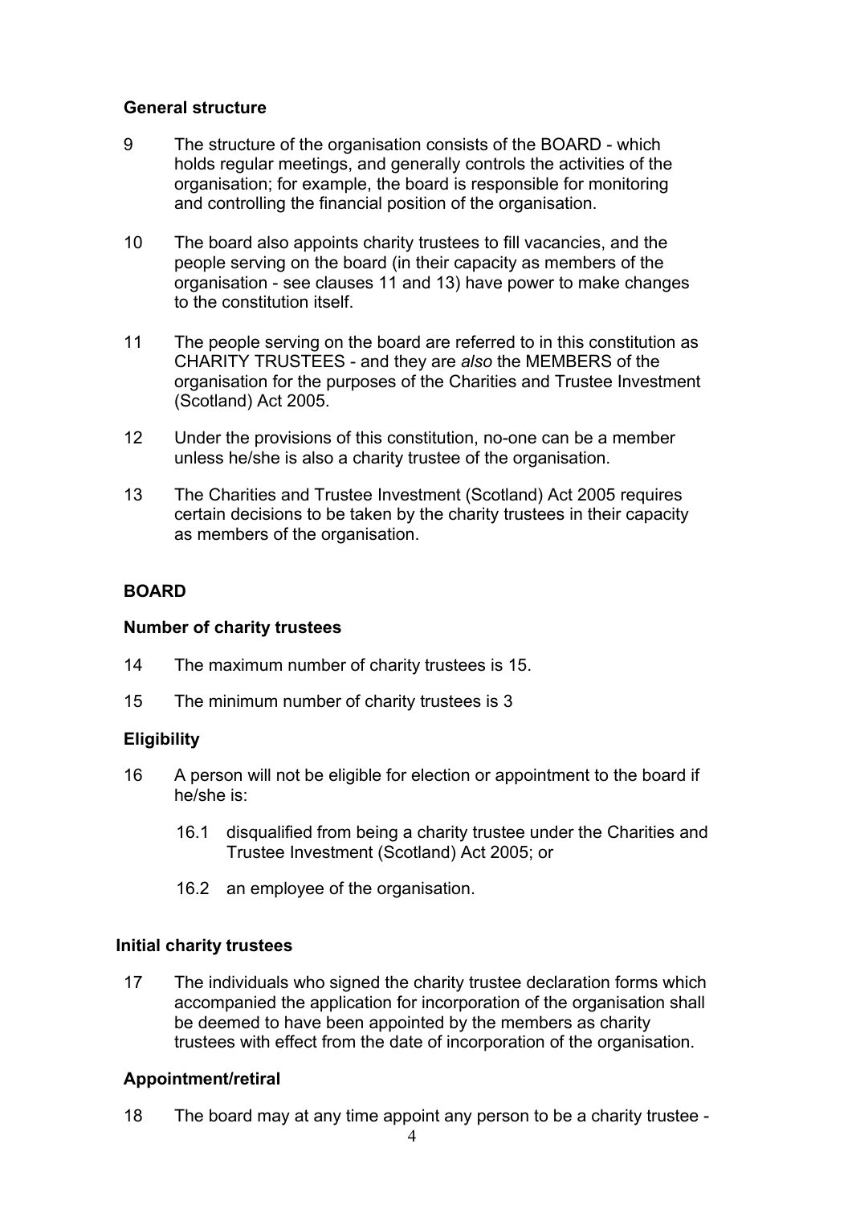### General structure

9 The structure of the organisation consists of the BOARD - which holds regular meetings, and generally controls the activities of the organisation; for example, the board is responsible for monitoring and controlling the financial position of the organisation.

10 The board also appoints charity trustees to fill vacancies, and the people serving on the board (in their capacity as members of the organisation - see clauses 11 and 13) have power to make changes to the constitution itself.

11 The people serving on the board are referred to in this constitution as CHARITY TRUSTEES - and they are *also* the MEMBERS of the organisation for the purposes of the Charities and Trustee Investment (Scotland) Act 2005.

12 Under the provisions of this constitution, no-one can be a member unless he/she is also a charity trustee of the organisation.

13 The Charities and Trustee Investment (Scotland) Act 2005 requires certain decisions to be taken by the charity trustees in their capacity as members of the organisation.

## BOARD

### Number of charity trustees

14 The maximum number of charity trustees is 15.

15 The minimum number of charity trustees is 3

### Eligibility

16 A person will not be eligible for election or appointment to the board if he/she is:

- 16.1 disqualified from being a charity trustee under the Charities and Trustee Investment (Scotland) Act 2005; or
- 16.2 an employee of the organisation.

### Initial charity trustees

17 The individuals who signed the charity trustee declaration forms which accompanied the application for incorporation of the organisation shall be deemed to have been appointed by the members as charity trustees with effect from the date of incorporation of the organisation.

### Appointment/retiral

18 The board may at any time appoint any person to be a charity trustee -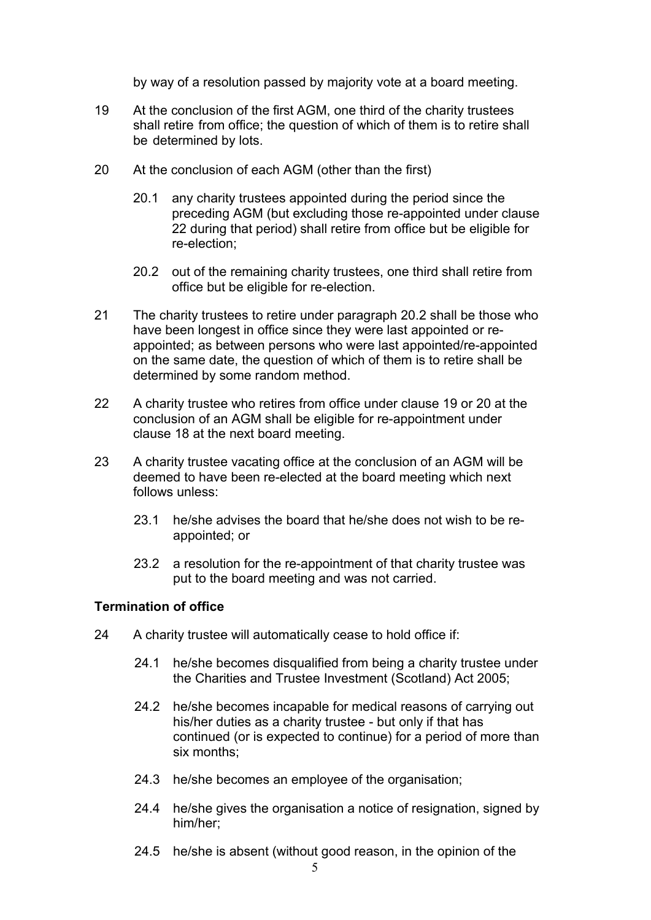by way of a resolution passed by majority vote at a board meeting.

19 At the conclusion of the first AGM, one third of the charity trustees shall retire from office; the question of which of them is to retire shall be determined by lots.

20 At the conclusion of each AGM (other than the first)

   20.1 any charity trustees appointed during the period since the preceding AGM (but excluding those re-appointed under clause 22 during that period) shall retire from office but be eligible for re-election;

   20.2 out of the remaining charity trustees, one third shall retire from office but be eligible for re-election.

21 The charity trustees to retire under paragraph 20.2 shall be those who have been longest in office since they were last appointed or re-appointed; as between persons who were last appointed/re-appointed on the same date, the question of which of them is to retire shall be determined by some random method.

22 A charity trustee who retires from office under clause 19 or 20 at the conclusion of an AGM shall be eligible for re-appointment under clause 18 at the next board meeting.

23 A charity trustee vacating office at the conclusion of an AGM will be deemed to have been re-elected at the board meeting which next follows unless:

   23.1 he/she advises the board that he/she does not wish to be re-appointed; or

   23.2 a resolution for the re-appointment of that charity trustee was put to the board meeting and was not carried.

**Termination of office**

24 A charity trustee will automatically cease to hold office if:

   24.1 he/she becomes disqualified from being a charity trustee under the Charities and Trustee Investment (Scotland) Act 2005;

   24.2 he/she becomes incapable for medical reasons of carrying out his/her duties as a charity trustee - but only if that has continued (or is expected to continue) for a period of more than six months;

   24.3 he/she becomes an employee of the organisation;

   24.4 he/she gives the organisation a notice of resignation, signed by him/her;

   24.5 he/she is absent (without good reason, in the opinion of the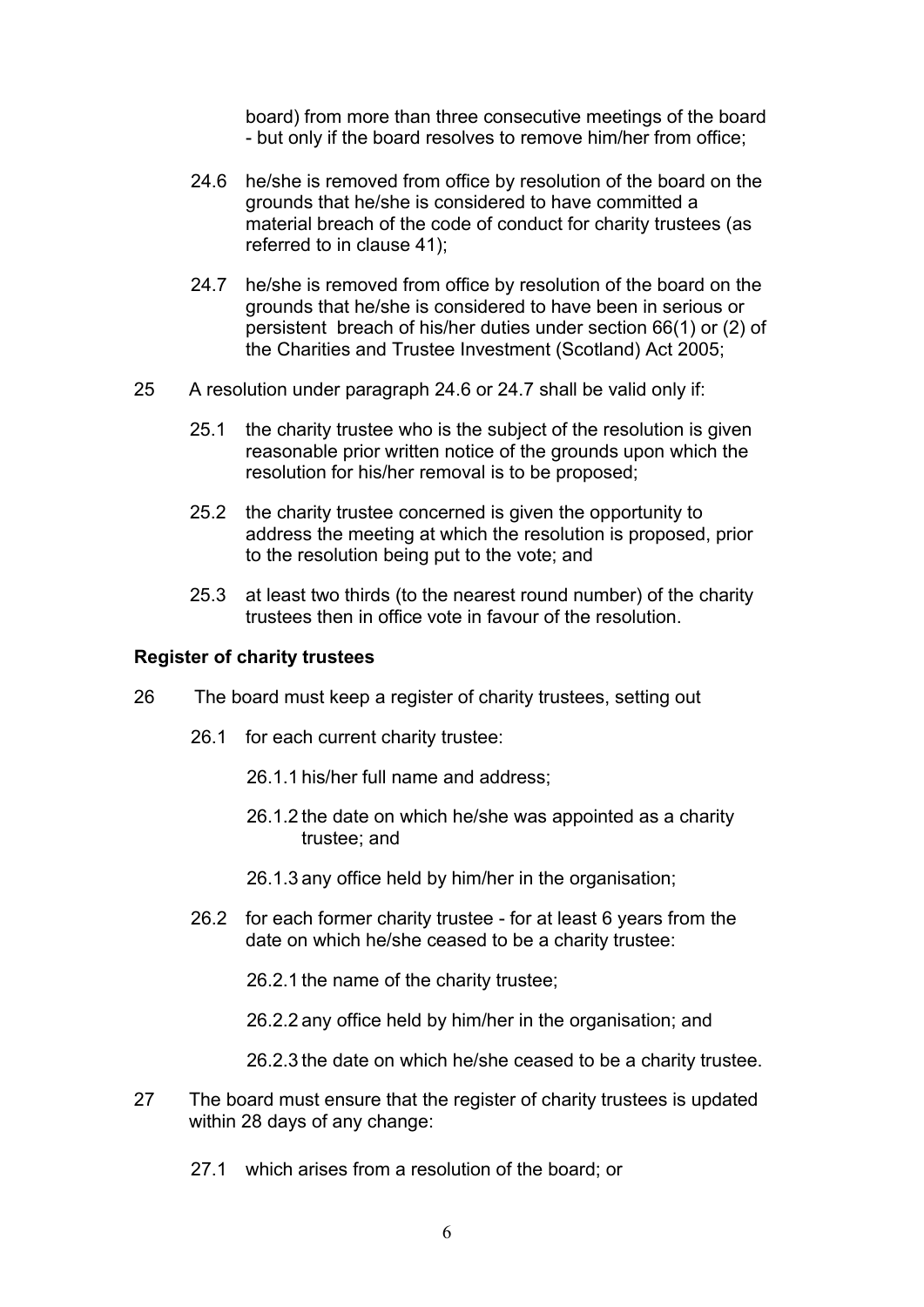board) from more than three consecutive meetings of the board - but only if the board resolves to remove him/her from office;

24.6 he/she is removed from office by resolution of the board on the grounds that he/she is considered to have committed a material breach of the code of conduct for charity trustees (as referred to in clause 41);

24.7 he/she is removed from office by resolution of the board on the grounds that he/she is considered to have been in serious or persistent breach of his/her duties under section 66(1) or (2) of the Charities and Trustee Investment (Scotland) Act 2005;

25 A resolution under paragraph 24.6 or 24.7 shall be valid only if:

25.1 the charity trustee who is the subject of the resolution is given reasonable prior written notice of the grounds upon which the resolution for his/her removal is to be proposed;

25.2 the charity trustee concerned is given the opportunity to address the meeting at which the resolution is proposed, prior to the resolution being put to the vote; and

25.3 at least two thirds (to the nearest round number) of the charity trustees then in office vote in favour of the resolution.

**Register of charity trustees**

26 The board must keep a register of charity trustees, setting out

26.1 for each current charity trustee:

26.1.1 his/her full name and address;

26.1.2 the date on which he/she was appointed as a charity trustee; and

26.1.3 any office held by him/her in the organisation;

26.2 for each former charity trustee - for at least 6 years from the date on which he/she ceased to be a charity trustee:

26.2.1 the name of the charity trustee;

26.2.2 any office held by him/her in the organisation; and

26.2.3 the date on which he/she ceased to be a charity trustee.

27 The board must ensure that the register of charity trustees is updated within 28 days of any change:

27.1 which arises from a resolution of the board; or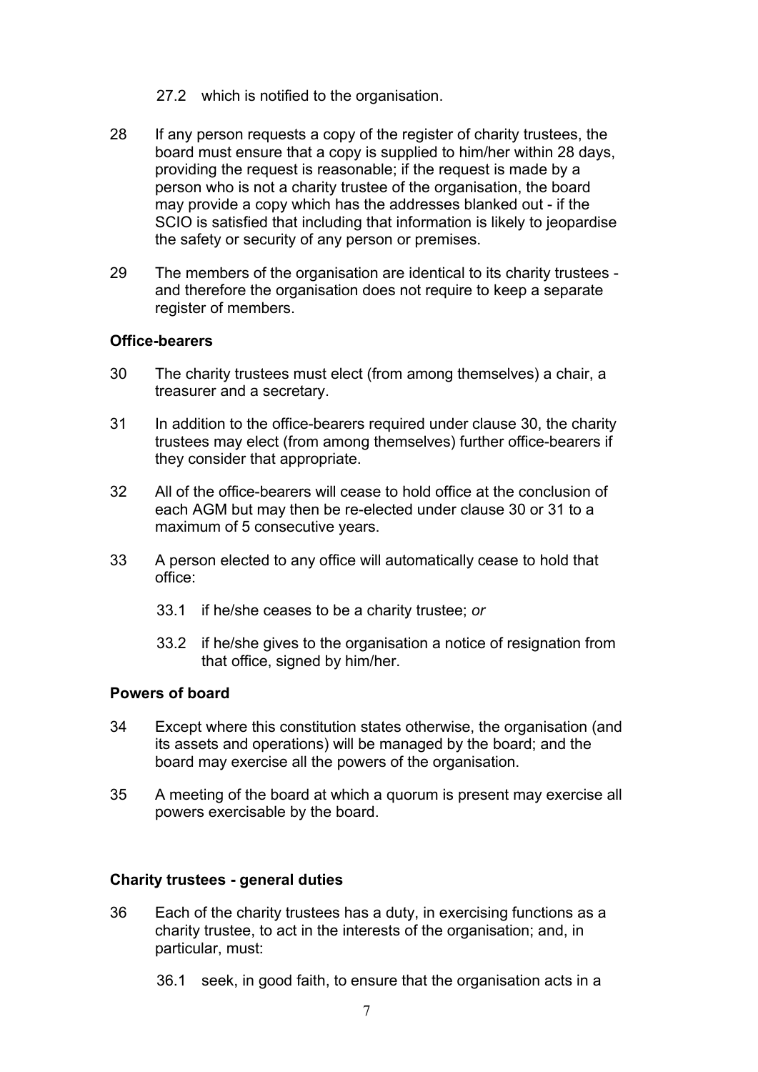27.2 which is notified to the organisation.

28 If any person requests a copy of the register of charity trustees, the board must ensure that a copy is supplied to him/her within 28 days, providing the request is reasonable; if the request is made by a person who is not a charity trustee of the organisation, the board may provide a copy which has the addresses blanked out - if the SCIO is satisfied that including that information is likely to jeopardise the safety or security of any person or premises.

29 The members of the organisation are identical to its charity trustees - and therefore the organisation does not require to keep a separate register of members.

**Office-bearers**

30 The charity trustees must elect (from among themselves) a chair, a treasurer and a secretary.

31 In addition to the office-bearers required under clause 30, the charity trustees may elect (from among themselves) further office-bearers if they consider that appropriate.

32 All of the office-bearers will cease to hold office at the conclusion of each AGM but may then be re-elected under clause 30 or 31 to a maximum of 5 consecutive years.

33 A person elected to any office will automatically cease to hold that office:

33.1 if he/she ceases to be a charity trustee; *or*

33.2 if he/she gives to the organisation a notice of resignation from that office, signed by him/her.

**Powers of board**

34 Except where this constitution states otherwise, the organisation (and its assets and operations) will be managed by the board; and the board may exercise all the powers of the organisation.

35 A meeting of the board at which a quorum is present may exercise all powers exercisable by the board.

**Charity trustees - general duties**

36 Each of the charity trustees has a duty, in exercising functions as a charity trustee, to act in the interests of the organisation; and, in particular, must:

36.1 seek, in good faith, to ensure that the organisation acts in a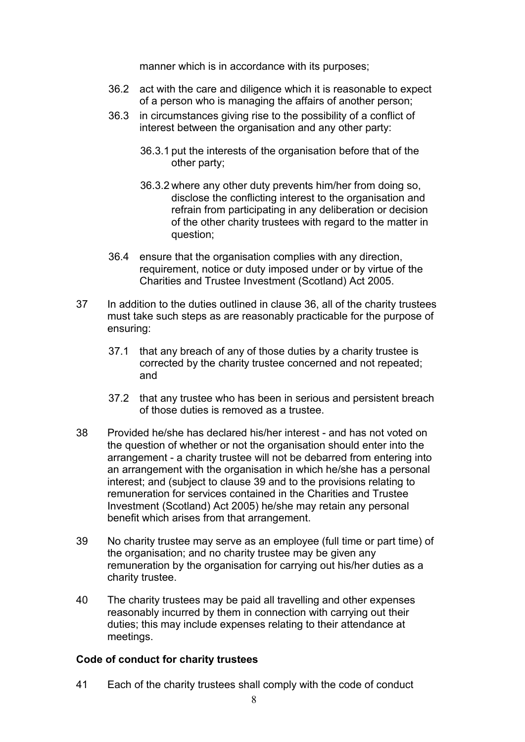manner which is in accordance with its purposes;

36.2 act with the care and diligence which it is reasonable to expect of a person who is managing the affairs of another person;

36.3 in circumstances giving rise to the possibility of a conflict of interest between the organisation and any other party:

36.3.1 put the interests of the organisation before that of the other party;

36.3.2 where any other duty prevents him/her from doing so, disclose the conflicting interest to the organisation and refrain from participating in any deliberation or decision of the other charity trustees with regard to the matter in question;

36.4 ensure that the organisation complies with any direction, requirement, notice or duty imposed under or by virtue of the Charities and Trustee Investment (Scotland) Act 2005.

37 In addition to the duties outlined in clause 36, all of the charity trustees must take such steps as are reasonably practicable for the purpose of ensuring:

37.1 that any breach of any of those duties by a charity trustee is corrected by the charity trustee concerned and not repeated; and

37.2 that any trustee who has been in serious and persistent breach of those duties is removed as a trustee.

38 Provided he/she has declared his/her interest - and has not voted on the question of whether or not the organisation should enter into the arrangement - a charity trustee will not be debarred from entering into an arrangement with the organisation in which he/she has a personal interest; and (subject to clause 39 and to the provisions relating to remuneration for services contained in the Charities and Trustee Investment (Scotland) Act 2005) he/she may retain any personal benefit which arises from that arrangement.

39 No charity trustee may serve as an employee (full time or part time) of the organisation; and no charity trustee may be given any remuneration by the organisation for carrying out his/her duties as a charity trustee.

40 The charity trustees may be paid all travelling and other expenses reasonably incurred by them in connection with carrying out their duties; this may include expenses relating to their attendance at meetings.

**Code of conduct for charity trustees**

41 Each of the charity trustees shall comply with the code of conduct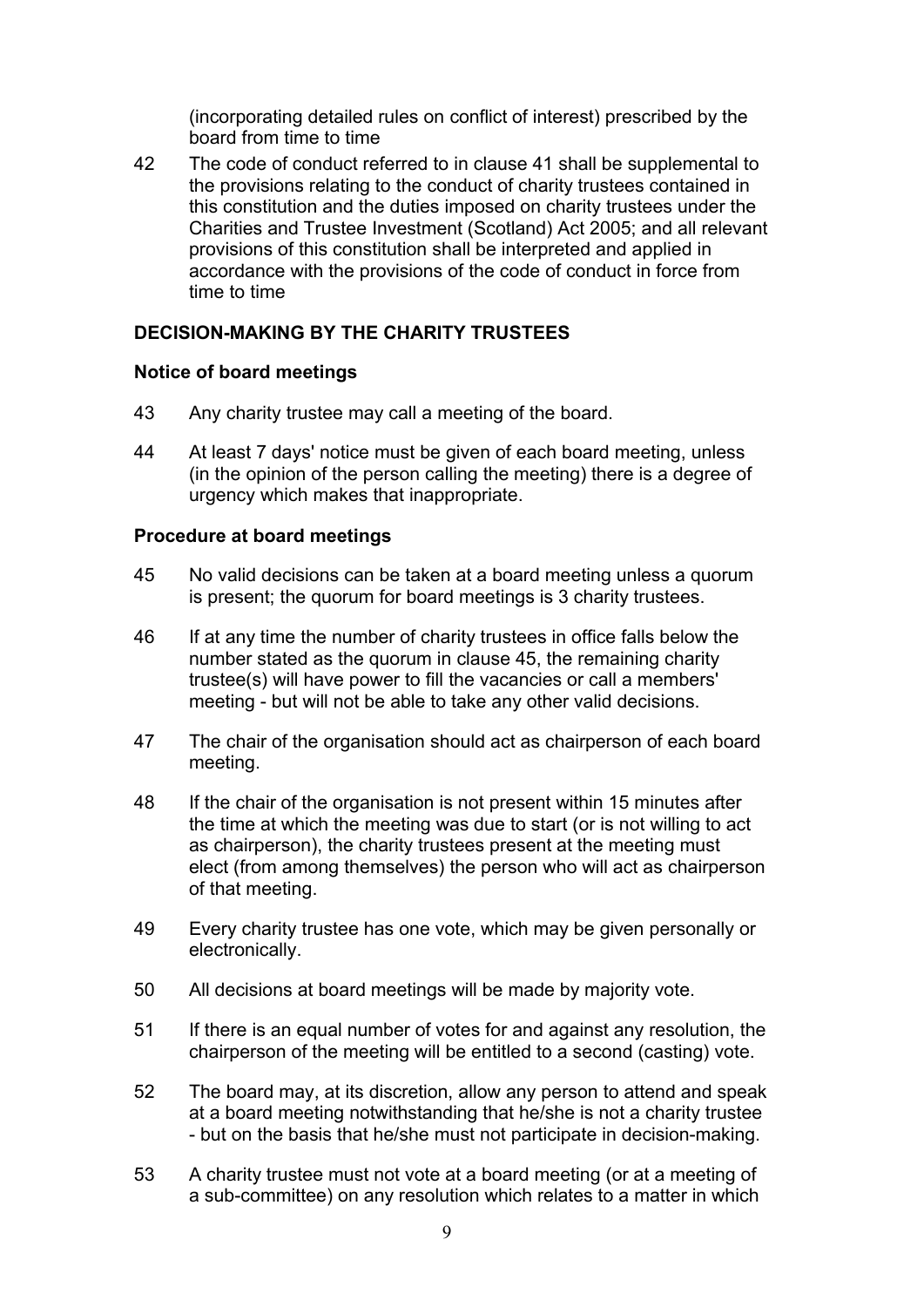(incorporating detailed rules on conflict of interest) prescribed by the board from time to time

42 The code of conduct referred to in clause 41 shall be supplemental to the provisions relating to the conduct of charity trustees contained in this constitution and the duties imposed on charity trustees under the Charities and Trustee Investment (Scotland) Act 2005; and all relevant provisions of this constitution shall be interpreted and applied in accordance with the provisions of the code of conduct in force from time to time

## DECISION-MAKING BY THE CHARITY TRUSTEES

### Notice of board meetings

43 Any charity trustee may call a meeting of the board.

44 At least 7 days' notice must be given of each board meeting, unless (in the opinion of the person calling the meeting) there is a degree of urgency which makes that inappropriate.

### Procedure at board meetings

45 No valid decisions can be taken at a board meeting unless a quorum is present; the quorum for board meetings is 3 charity trustees.

46 If at any time the number of charity trustees in office falls below the number stated as the quorum in clause 45, the remaining charity trustee(s) will have power to fill the vacancies or call a members' meeting - but will not be able to take any other valid decisions.

47 The chair of the organisation should act as chairperson of each board meeting.

48 If the chair of the organisation is not present within 15 minutes after the time at which the meeting was due to start (or is not willing to act as chairperson), the charity trustees present at the meeting must elect (from among themselves) the person who will act as chairperson of that meeting.

49 Every charity trustee has one vote, which may be given personally or electronically.

50 All decisions at board meetings will be made by majority vote.

51 If there is an equal number of votes for and against any resolution, the chairperson of the meeting will be entitled to a second (casting) vote.

52 The board may, at its discretion, allow any person to attend and speak at a board meeting notwithstanding that he/she is not a charity trustee - but on the basis that he/she must not participate in decision-making.

53 A charity trustee must not vote at a board meeting (or at a meeting of a sub-committee) on any resolution which relates to a matter in which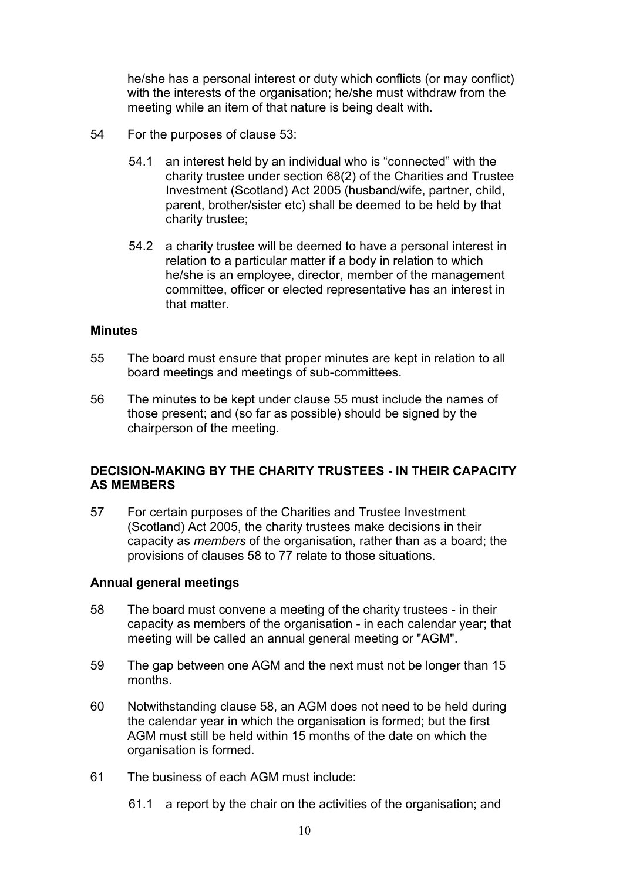he/she has a personal interest or duty which conflicts (or may conflict) with the interests of the organisation; he/she must withdraw from the meeting while an item of that nature is being dealt with.

54 For the purposes of clause 53:

54.1 an interest held by an individual who is "connected" with the charity trustee under section 68(2) of the Charities and Trustee Investment (Scotland) Act 2005 (husband/wife, partner, child, parent, brother/sister etc) shall be deemed to be held by that charity trustee;

54.2 a charity trustee will be deemed to have a personal interest in relation to a particular matter if a body in relation to which he/she is an employee, director, member of the management committee, officer or elected representative has an interest in that matter.

### Minutes

55 The board must ensure that proper minutes are kept in relation to all board meetings and meetings of sub-committees.

56 The minutes to be kept under clause 55 must include the names of those present; and (so far as possible) should be signed by the chairperson of the meeting.

## DECISION-MAKING BY THE CHARITY TRUSTEES - IN THEIR CAPACITY AS MEMBERS

57 For certain purposes of the Charities and Trustee Investment (Scotland) Act 2005, the charity trustees make decisions in their capacity as *members* of the organisation, rather than as a board; the provisions of clauses 58 to 77 relate to those situations.

### Annual general meetings

58 The board must convene a meeting of the charity trustees - in their capacity as members of the organisation - in each calendar year; that meeting will be called an annual general meeting or "AGM".

59 The gap between one AGM and the next must not be longer than 15 months.

60 Notwithstanding clause 58, an AGM does not need to be held during the calendar year in which the organisation is formed; but the first AGM must still be held within 15 months of the date on which the organisation is formed.

61 The business of each AGM must include:

61.1 a report by the chair on the activities of the organisation; and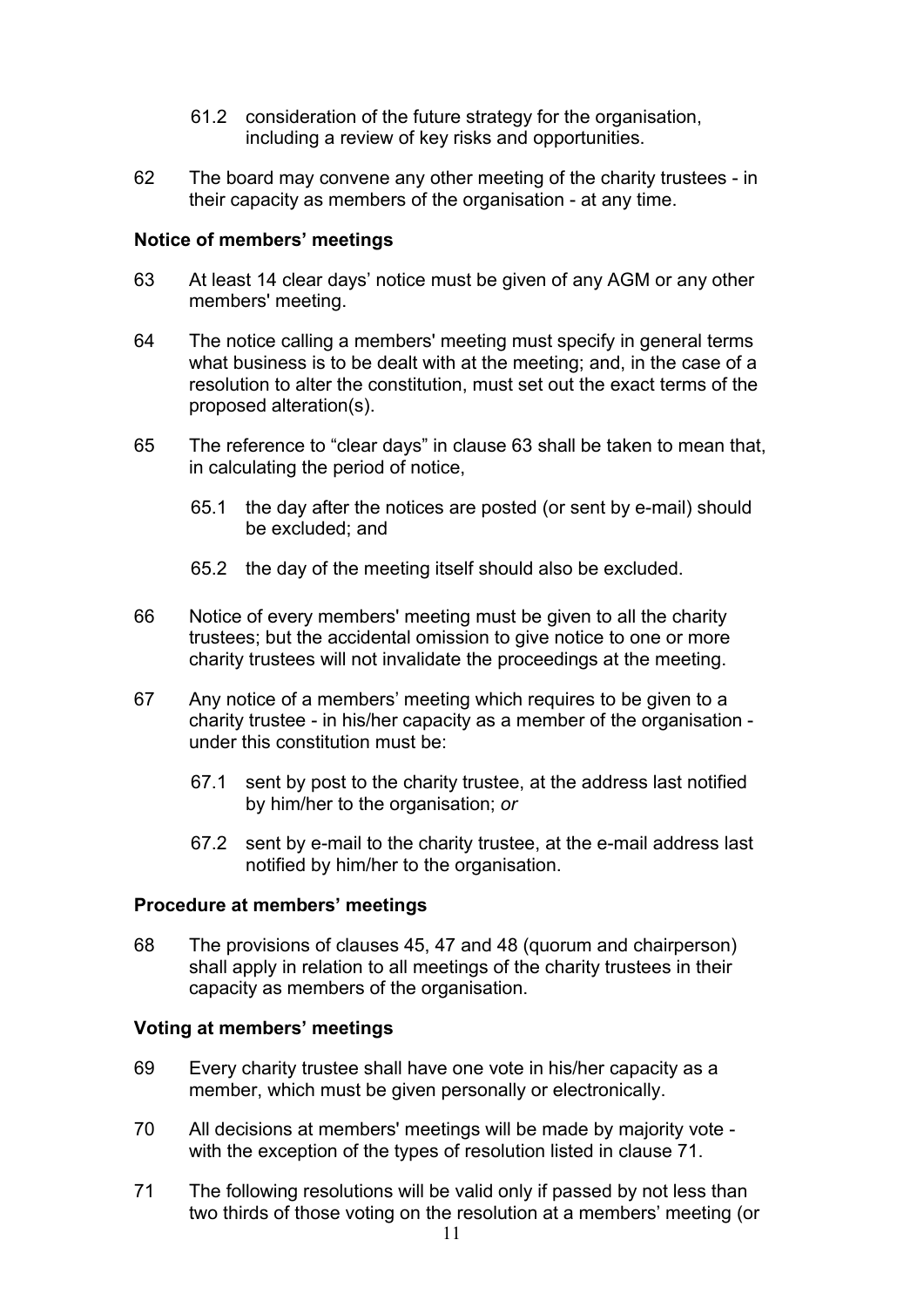61.2 consideration of the future strategy for the organisation, including a review of key risks and opportunities.

62 The board may convene any other meeting of the charity trustees - in their capacity as members of the organisation - at any time.

**Notice of members' meetings**

63 At least 14 clear days' notice must be given of any AGM or any other members' meeting.

64 The notice calling a members' meeting must specify in general terms what business is to be dealt with at the meeting; and, in the case of a resolution to alter the constitution, must set out the exact terms of the proposed alteration(s).

65 The reference to "clear days" in clause 63 shall be taken to mean that, in calculating the period of notice,

65.1 the day after the notices are posted (or sent by e-mail) should be excluded; and

65.2 the day of the meeting itself should also be excluded.

66 Notice of every members' meeting must be given to all the charity trustees; but the accidental omission to give notice to one or more charity trustees will not invalidate the proceedings at the meeting.

67 Any notice of a members' meeting which requires to be given to a charity trustee - in his/her capacity as a member of the organisation - under this constitution must be:

67.1 sent by post to the charity trustee, at the address last notified by him/her to the organisation; *or*

67.2 sent by e-mail to the charity trustee, at the e-mail address last notified by him/her to the organisation.

**Procedure at members' meetings**

68 The provisions of clauses 45, 47 and 48 (quorum and chairperson) shall apply in relation to all meetings of the charity trustees in their capacity as members of the organisation.

**Voting at members' meetings**

69 Every charity trustee shall have one vote in his/her capacity as a member, which must be given personally or electronically.

70 All decisions at members' meetings will be made by majority vote - with the exception of the types of resolution listed in clause 71.

71 The following resolutions will be valid only if passed by not less than two thirds of those voting on the resolution at a members' meeting (or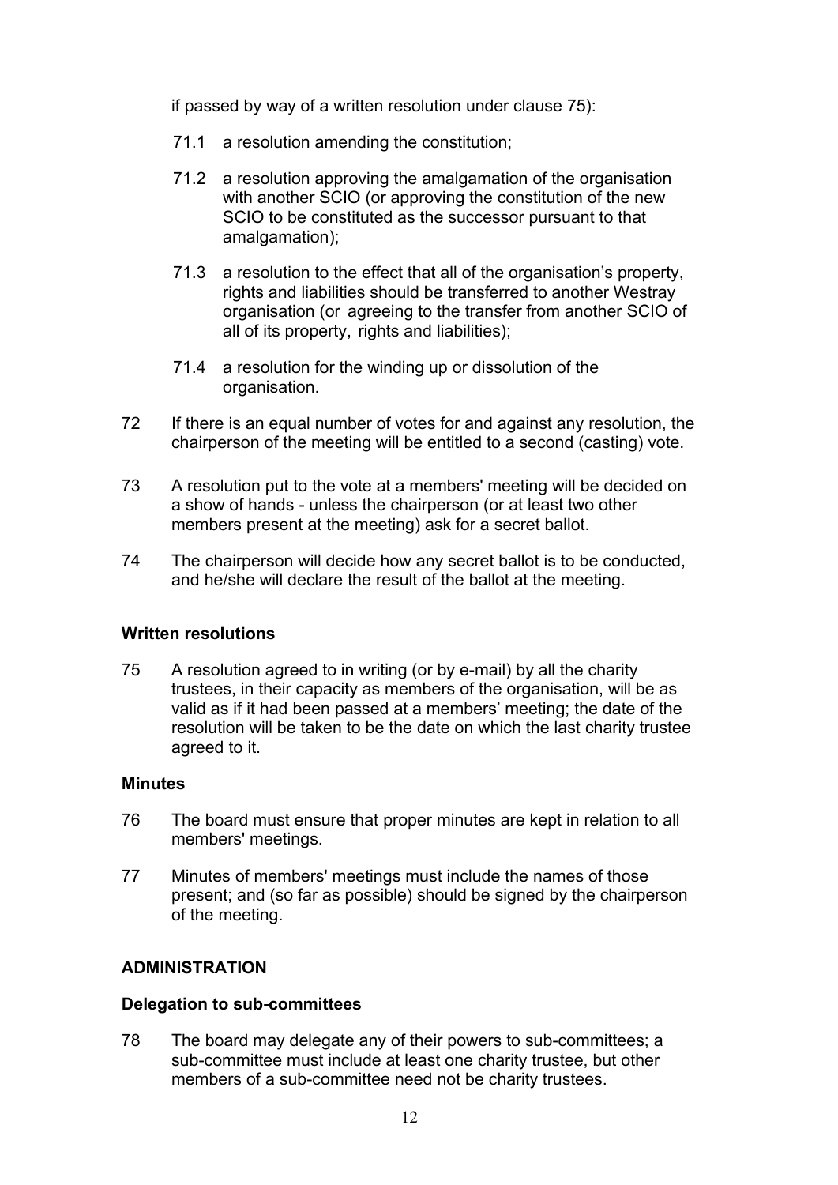if passed by way of a written resolution under clause 75):

71.1 a resolution amending the constitution;

71.2 a resolution approving the amalgamation of the organisation with another SCIO (or approving the constitution of the new SCIO to be constituted as the successor pursuant to that amalgamation);

71.3 a resolution to the effect that all of the organisation's property, rights and liabilities should be transferred to another Westray organisation (or agreeing to the transfer from another SCIO of all of its property, rights and liabilities);

71.4 a resolution for the winding up or dissolution of the organisation.

72 If there is an equal number of votes for and against any resolution, the chairperson of the meeting will be entitled to a second (casting) vote.

73 A resolution put to the vote at a members' meeting will be decided on a show of hands - unless the chairperson (or at least two other members present at the meeting) ask for a secret ballot.

74 The chairperson will decide how any secret ballot is to be conducted, and he/she will declare the result of the ballot at the meeting.

**Written resolutions**

75 A resolution agreed to in writing (or by e-mail) by all the charity trustees, in their capacity as members of the organisation, will be as valid as if it had been passed at a members' meeting; the date of the resolution will be taken to be the date on which the last charity trustee agreed to it.

**Minutes**

76 The board must ensure that proper minutes are kept in relation to all members' meetings.

77 Minutes of members' meetings must include the names of those present; and (so far as possible) should be signed by the chairperson of the meeting.

## ADMINISTRATION

**Delegation to sub-committees**

78 The board may delegate any of their powers to sub-committees; a sub-committee must include at least one charity trustee, but other members of a sub-committee need not be charity trustees.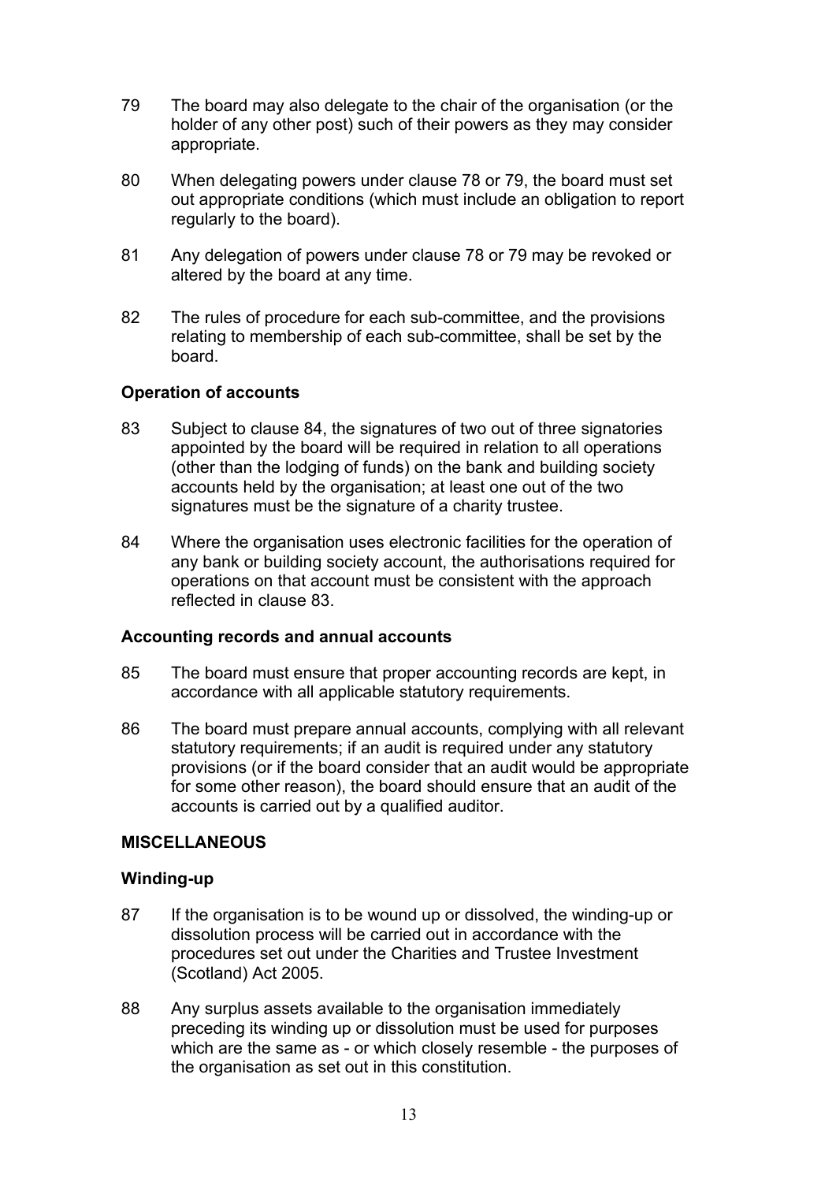79 The board may also delegate to the chair of the organisation (or the holder of any other post) such of their powers as they may consider appropriate.

80 When delegating powers under clause 78 or 79, the board must set out appropriate conditions (which must include an obligation to report regularly to the board).

81 Any delegation of powers under clause 78 or 79 may be revoked or altered by the board at any time.

82 The rules of procedure for each sub-committee, and the provisions relating to membership of each sub-committee, shall be set by the board.

**Operation of accounts**

83 Subject to clause 84, the signatures of two out of three signatories appointed by the board will be required in relation to all operations (other than the lodging of funds) on the bank and building society accounts held by the organisation; at least one out of the two signatures must be the signature of a charity trustee.

84 Where the organisation uses electronic facilities for the operation of any bank or building society account, the authorisations required for operations on that account must be consistent with the approach reflected in clause 83.

**Accounting records and annual accounts**

85 The board must ensure that proper accounting records are kept, in accordance with all applicable statutory requirements.

86 The board must prepare annual accounts, complying with all relevant statutory requirements; if an audit is required under any statutory provisions (or if the board consider that an audit would be appropriate for some other reason), the board should ensure that an audit of the accounts is carried out by a qualified auditor.

**MISCELLANEOUS**

**Winding-up**

87 If the organisation is to be wound up or dissolved, the winding-up or dissolution process will be carried out in accordance with the procedures set out under the Charities and Trustee Investment (Scotland) Act 2005.

88 Any surplus assets available to the organisation immediately preceding its winding up or dissolution must be used for purposes which are the same as - or which closely resemble - the purposes of the organisation as set out in this constitution.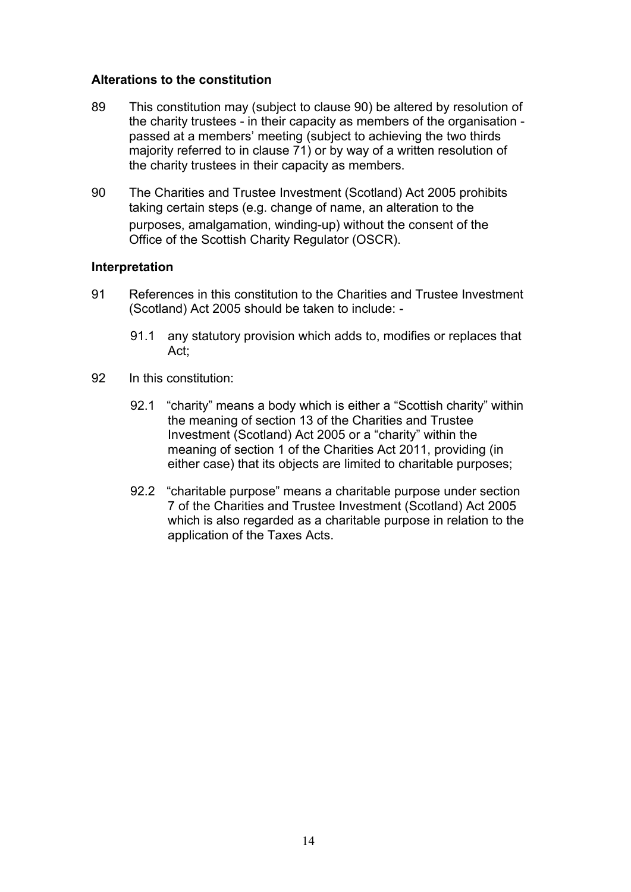### Alterations to the constitution

89 This constitution may (subject to clause 90) be altered by resolution of the charity trustees - in their capacity as members of the organisation - passed at a members' meeting (subject to achieving the two thirds majority referred to in clause 71) or by way of a written resolution of the charity trustees in their capacity as members.

90 The Charities and Trustee Investment (Scotland) Act 2005 prohibits taking certain steps (e.g. change of name, an alteration to the purposes, amalgamation, winding-up) without the consent of the Office of the Scottish Charity Regulator (OSCR).

### Interpretation

91 References in this constitution to the Charities and Trustee Investment (Scotland) Act 2005 should be taken to include: -

- 91.1 any statutory provision which adds to, modifies or replaces that Act;

92 In this constitution:

- 92.1 "charity" means a body which is either a "Scottish charity" within the meaning of section 13 of the Charities and Trustee Investment (Scotland) Act 2005 or a "charity" within the meaning of section 1 of the Charities Act 2011, providing (in either case) that its objects are limited to charitable purposes;

- 92.2 "charitable purpose" means a charitable purpose under section 7 of the Charities and Trustee Investment (Scotland) Act 2005 which is also regarded as a charitable purpose in relation to the application of the Taxes Acts.